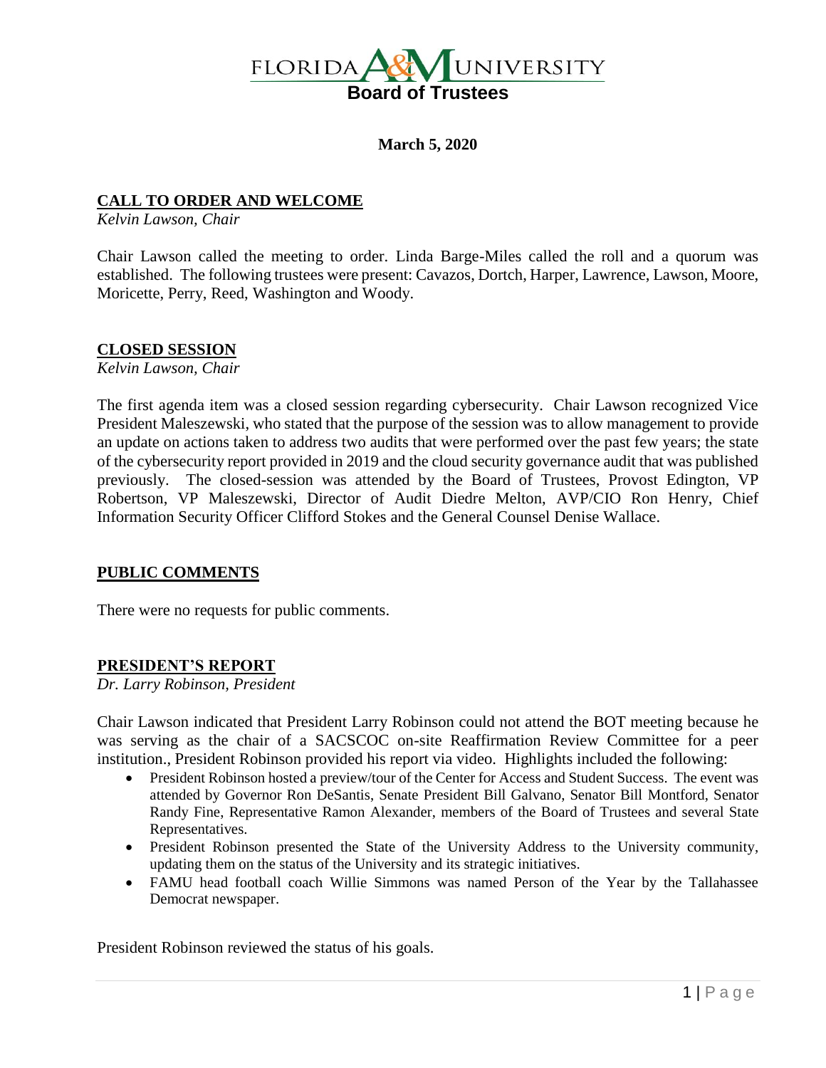# FLORIDA A&M UNIVERSITY

## Board of Trustees

**March 5, 2020**

## CALL TO ORDER AND WELCOME

*Kelvin Lawson, Chair*

Chair Lawson called the meeting to order. Linda Barge-Miles called the roll and a quorum was established. The following trustees were present: Cavazos, Dortch, Harper, Lawrence, Lawson, Moore, Moricette, Perry, Reed, Washington and Woody.

## CLOSED SESSION

*Kelvin Lawson, Chair*

The first agenda item was a closed session regarding cybersecurity. Chair Lawson recognized Vice President Maleszewski, who stated that the purpose of the session was to allow management to provide an update on actions taken to address two audits that were performed over the past few years; the state of the cybersecurity report provided in 2019 and the cloud security governance audit that was published previously. The closed-session was attended by the Board of Trustees, Provost Edington, VP Robertson, VP Maleszewski, Director of Audit Diedre Melton, AVP/CIO Ron Henry, Chief Information Security Officer Clifford Stokes and the General Counsel Denise Wallace.

## PUBLIC COMMENTS

There were no requests for public comments.

## PRESIDENT'S REPORT

*Dr. Larry Robinson, President*

Chair Lawson indicated that President Larry Robinson could not attend the BOT meeting because he was serving as the chair of a SACSCOC on-site Reaffirmation Review Committee for a peer institution., President Robinson provided his report via video. Highlights included the following:

- President Robinson hosted a preview/tour of the Center for Access and Student Success. The event was attended by Governor Ron DeSantis, Senate President Bill Galvano, Senator Bill Montford, Senator Randy Fine, Representative Ramon Alexander, members of the Board of Trustees and several State Representatives.
- President Robinson presented the State of the University Address to the University community, updating them on the status of the University and its strategic initiatives.
- FAMU head football coach Willie Simmons was named Person of the Year by the Tallahassee Democrat newspaper.

President Robinson reviewed the status of his goals.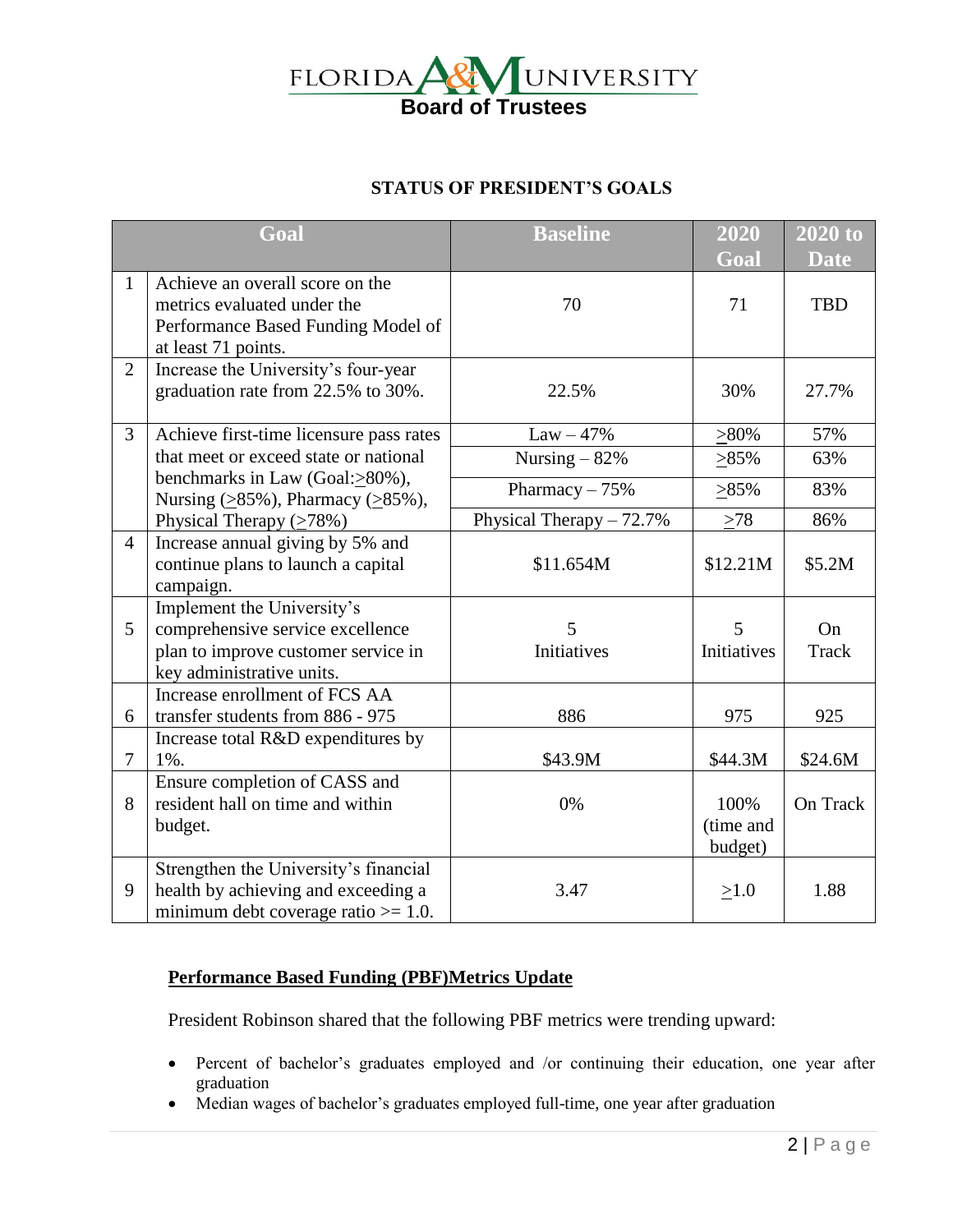# FLORIDA A&M UNIVERSITY

## Board of Trustees

### STATUS OF PRESIDENT'S GOALS

| | Goal | Baseline | 2020 Goal | 2020 to Date |
|---|---|---|---|---|
| 1 | Achieve an overall score on the metrics evaluated under the Performance Based Funding Model of at least 71 points. | 70 | 71 | TBD |
| 2 | Increase the University's four-year graduation rate from 22.5% to 30%. | 22.5% | 30% | 27.7% |
| 3 | Achieve first-time licensure pass rates that meet or exceed state or national benchmarks in Law (Goal:≥80%), Nursing (≥85%), Pharmacy (≥85%), Physical Therapy (≥78%) | Law – 47% | ≥80% | 57% |
| | | Nursing – 82% | ≥85% | 63% |
| | | Pharmacy – 75% | ≥85% | 83% |
| | | Physical Therapy – 72.7% | ≥78 | 86% |
| 4 | Increase annual giving by 5% and continue plans to launch a capital campaign. | $11.654M | $12.21M | $5.2M |
| 5 | Implement the University's comprehensive service excellence plan to improve customer service in key administrative units. | 5 Initiatives | 5 Initiatives | On Track |
| 6 | Increase enrollment of FCS AA transfer students from 886 - 975 | 886 | 975 | 925 |
| 7 | Increase total R&D expenditures by 1%. | $43.9M | $44.3M | $24.6M |
| 8 | Ensure completion of CASS and resident hall on time and within budget. | 0% | 100% (time and budget) | On Track |
| 9 | Strengthen the University's financial health by achieving and exceeding a minimum debt coverage ratio >= 1.0. | 3.47 | ≥1.0 | 1.88 |

**Performance Based Funding (PBF)Metrics Update**

President Robinson shared that the following PBF metrics were trending upward:

- Percent of bachelor's graduates employed and /or continuing their education, one year after graduation
- Median wages of bachelor's graduates employed full-time, one year after graduation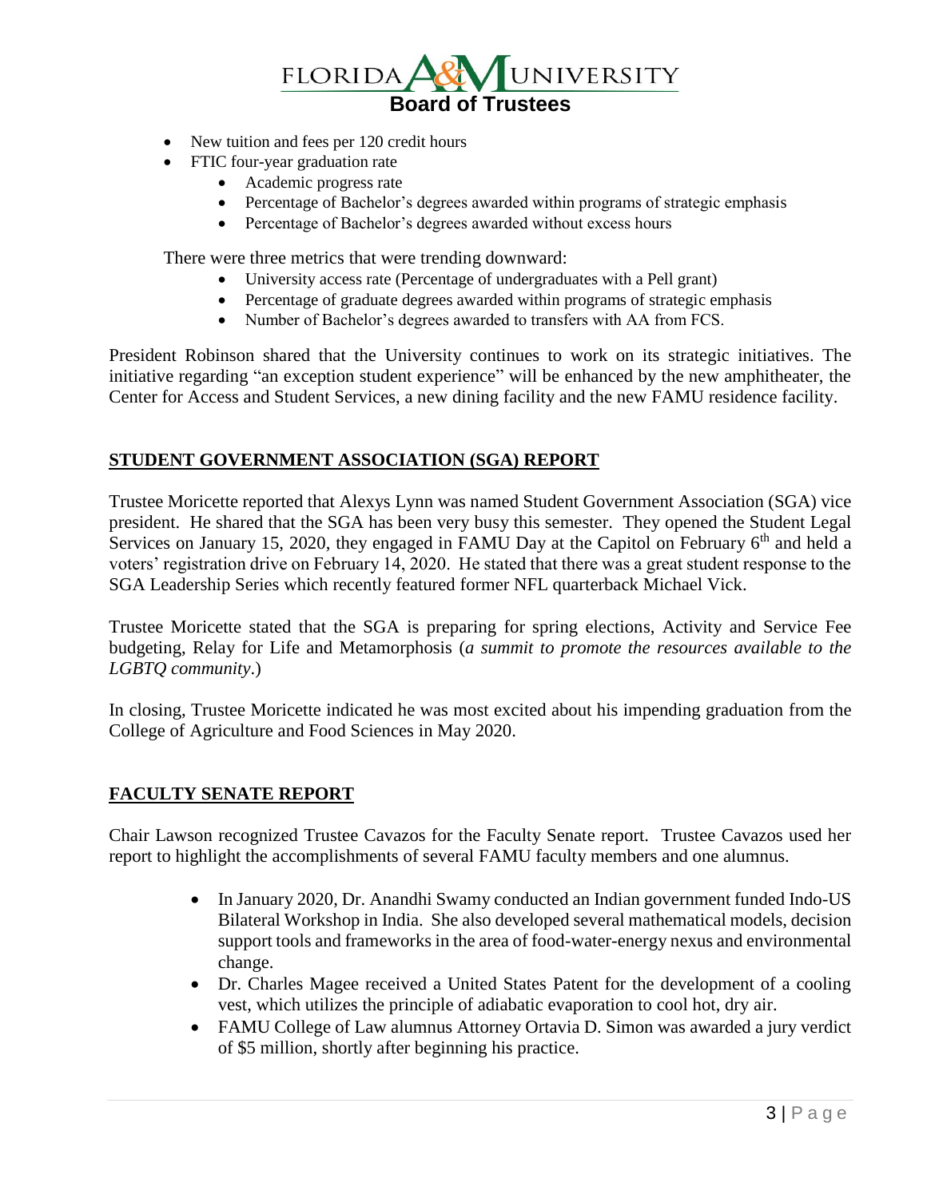- New tuition and fees per 120 credit hours
- FTIC four-year graduation rate
    - Academic progress rate
    - Percentage of Bachelor's degrees awarded within programs of strategic emphasis
    - Percentage of Bachelor's degrees awarded without excess hours

There were three metrics that were trending downward:

- University access rate (Percentage of undergraduates with a Pell grant)
- Percentage of graduate degrees awarded within programs of strategic emphasis
- Number of Bachelor's degrees awarded to transfers with AA from FCS.

President Robinson shared that the University continues to work on its strategic initiatives. The initiative regarding "an exception student experience" will be enhanced by the new amphitheater, the Center for Access and Student Services, a new dining facility and the new FAMU residence facility.

## STUDENT GOVERNMENT ASSOCIATION (SGA) REPORT

Trustee Moricette reported that Alexys Lynn was named Student Government Association (SGA) vice president. He shared that the SGA has been very busy this semester. They opened the Student Legal Services on January 15, 2020, they engaged in FAMU Day at the Capitol on February 6th and held a voters' registration drive on February 14, 2020. He stated that there was a great student response to the SGA Leadership Series which recently featured former NFL quarterback Michael Vick.

Trustee Moricette stated that the SGA is preparing for spring elections, Activity and Service Fee budgeting, Relay for Life and Metamorphosis (*a summit to promote the resources available to the LGBTQ community*.)

In closing, Trustee Moricette indicated he was most excited about his impending graduation from the College of Agriculture and Food Sciences in May 2020.

## FACULTY SENATE REPORT

Chair Lawson recognized Trustee Cavazos for the Faculty Senate report. Trustee Cavazos used her report to highlight the accomplishments of several FAMU faculty members and one alumnus.

- In January 2020, Dr. Anandhi Swamy conducted an Indian government funded Indo-US Bilateral Workshop in India. She also developed several mathematical models, decision support tools and frameworks in the area of food-water-energy nexus and environmental change.
- Dr. Charles Magee received a United States Patent for the development of a cooling vest, which utilizes the principle of adiabatic evaporation to cool hot, dry air.
- FAMU College of Law alumnus Attorney Ortavia D. Simon was awarded a jury verdict of $5 million, shortly after beginning his practice.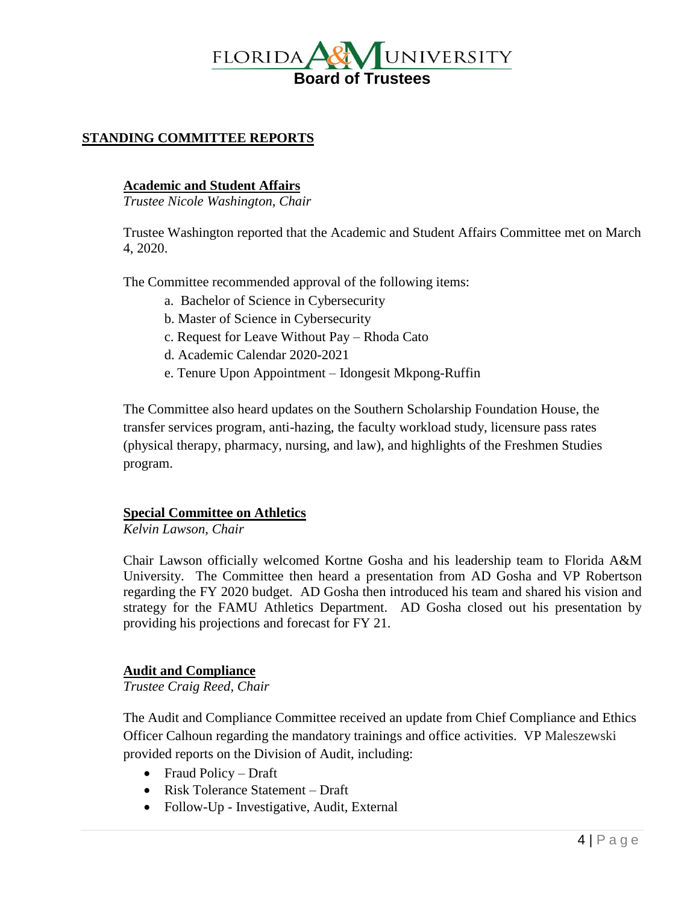# FLORIDA A&M UNIVERSITY
## Board of Trustees

## STANDING COMMITTEE REPORTS

### Academic and Student Affairs

*Trustee Nicole Washington, Chair*

Trustee Washington reported that the Academic and Student Affairs Committee met on March 4, 2020.

The Committee recommended approval of the following items:

a. Bachelor of Science in Cybersecurity
b. Master of Science in Cybersecurity
c. Request for Leave Without Pay – Rhoda Cato
d. Academic Calendar 2020-2021
e. Tenure Upon Appointment – Idongesit Mkpong-Ruffin

The Committee also heard updates on the Southern Scholarship Foundation House, the transfer services program, anti-hazing, the faculty workload study, licensure pass rates (physical therapy, pharmacy, nursing, and law), and highlights of the Freshmen Studies program.

### Special Committee on Athletics

*Kelvin Lawson, Chair*

Chair Lawson officially welcomed Kortne Gosha and his leadership team to Florida A&M University. The Committee then heard a presentation from AD Gosha and VP Robertson regarding the FY 2020 budget. AD Gosha then introduced his team and shared his vision and strategy for the FAMU Athletics Department. AD Gosha closed out his presentation by providing his projections and forecast for FY 21.

### Audit and Compliance

*Trustee Craig Reed, Chair*

The Audit and Compliance Committee received an update from Chief Compliance and Ethics Officer Calhoun regarding the mandatory trainings and office activities. VP Maleszewski provided reports on the Division of Audit, including:

- Fraud Policy – Draft
- Risk Tolerance Statement – Draft
- Follow-Up - Investigative, Audit, External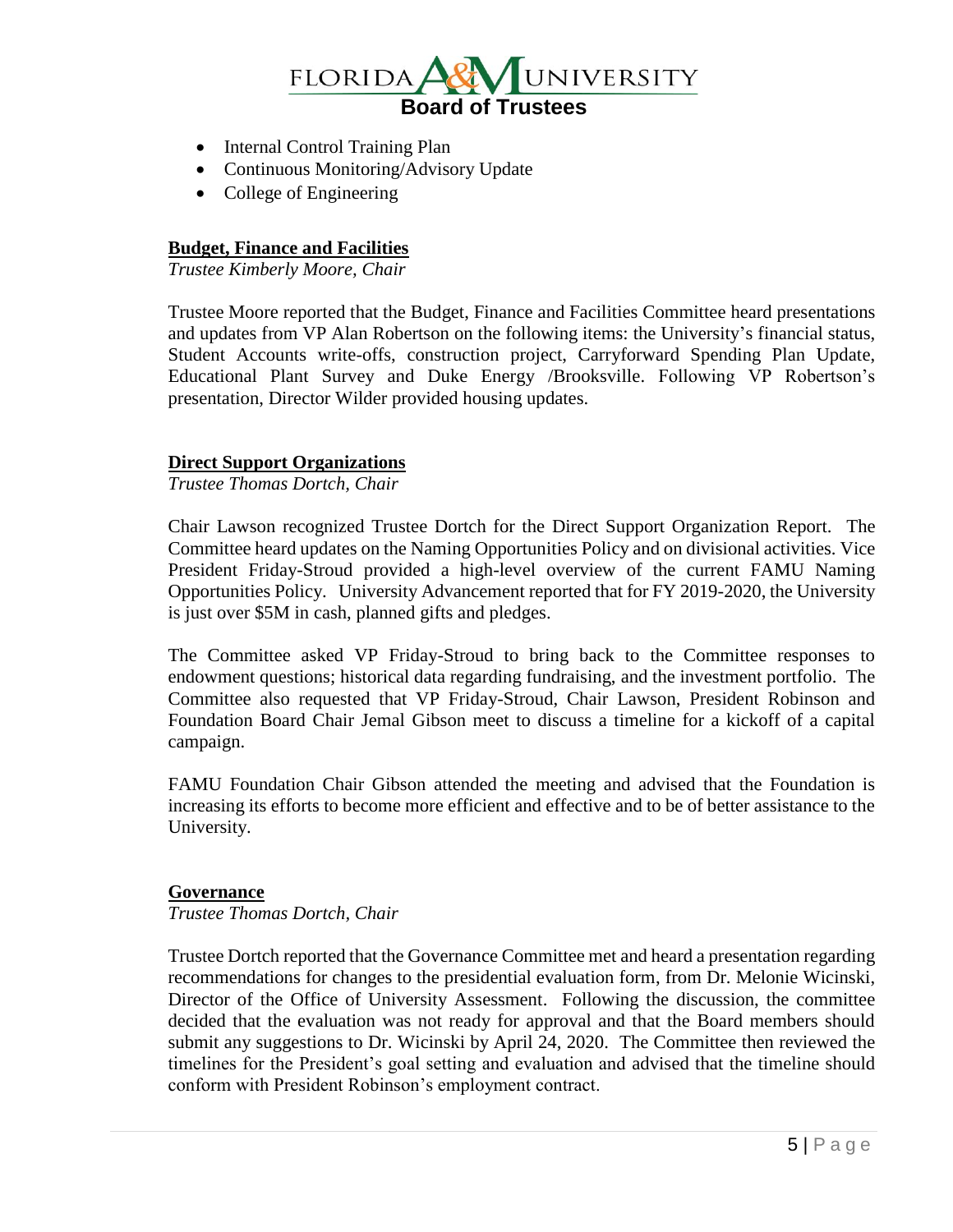- Internal Control Training Plan
- Continuous Monitoring/Advisory Update
- College of Engineering

**Budget, Finance and Facilities**

*Trustee Kimberly Moore, Chair*

Trustee Moore reported that the Budget, Finance and Facilities Committee heard presentations and updates from VP Alan Robertson on the following items: the University's financial status, Student Accounts write-offs, construction project, Carryforward Spending Plan Update, Educational Plant Survey and Duke Energy /Brooksville. Following VP Robertson's presentation, Director Wilder provided housing updates.

**Direct Support Organizations**

*Trustee Thomas Dortch, Chair*

Chair Lawson recognized Trustee Dortch for the Direct Support Organization Report. The Committee heard updates on the Naming Opportunities Policy and on divisional activities. Vice President Friday-Stroud provided a high-level overview of the current FAMU Naming Opportunities Policy. University Advancement reported that for FY 2019-2020, the University is just over $5M in cash, planned gifts and pledges.

The Committee asked VP Friday-Stroud to bring back to the Committee responses to endowment questions; historical data regarding fundraising, and the investment portfolio. The Committee also requested that VP Friday-Stroud, Chair Lawson, President Robinson and Foundation Board Chair Jemal Gibson meet to discuss a timeline for a kickoff of a capital campaign.

FAMU Foundation Chair Gibson attended the meeting and advised that the Foundation is increasing its efforts to become more efficient and effective and to be of better assistance to the University.

**Governance**

*Trustee Thomas Dortch, Chair*

Trustee Dortch reported that the Governance Committee met and heard a presentation regarding recommendations for changes to the presidential evaluation form, from Dr. Melonie Wicinski, Director of the Office of University Assessment. Following the discussion, the committee decided that the evaluation was not ready for approval and that the Board members should submit any suggestions to Dr. Wicinski by April 24, 2020. The Committee then reviewed the timelines for the President's goal setting and evaluation and advised that the timeline should conform with President Robinson's employment contract.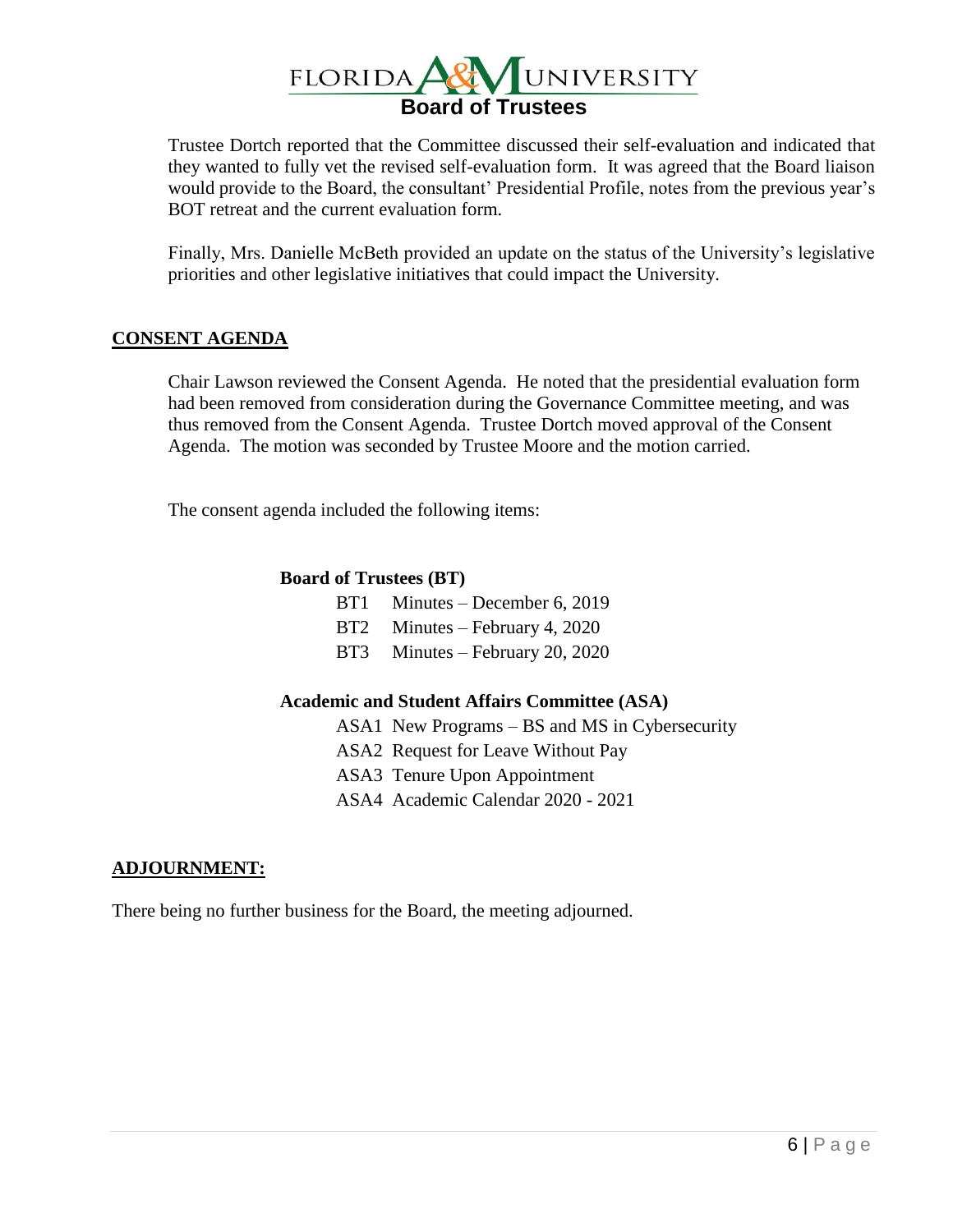Trustee Dortch reported that the Committee discussed their self-evaluation and indicated that they wanted to fully vet the revised self-evaluation form. It was agreed that the Board liaison would provide to the Board, the consultant' Presidential Profile, notes from the previous year's BOT retreat and the current evaluation form.

Finally, Mrs. Danielle McBeth provided an update on the status of the University's legislative priorities and other legislative initiatives that could impact the University.

## CONSENT AGENDA

Chair Lawson reviewed the Consent Agenda. He noted that the presidential evaluation form had been removed from consideration during the Governance Committee meeting, and was thus removed from the Consent Agenda. Trustee Dortch moved approval of the Consent Agenda. The motion was seconded by Trustee Moore and the motion carried.

The consent agenda included the following items:

**Board of Trustees (BT)**

- BT1 Minutes – December 6, 2019
- BT2 Minutes – February 4, 2020
- BT3 Minutes – February 20, 2020

**Academic and Student Affairs Committee (ASA)**

- ASA1 New Programs – BS and MS in Cybersecurity
- ASA2 Request for Leave Without Pay
- ASA3 Tenure Upon Appointment
- ASA4 Academic Calendar 2020 - 2021

## ADJOURNMENT:

There being no further business for the Board, the meeting adjourned.